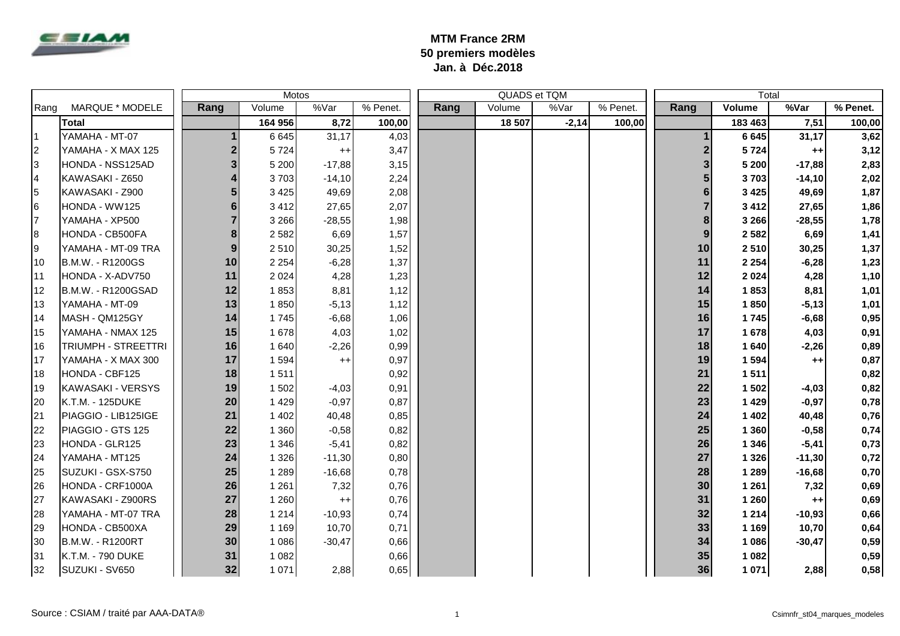**MTM France 2RM**
**50 premiers modèles**
**Jan. à Déc.2018**

| Rang | MARQUE * MODELE | Motos | | | | QUADS et TQM | | | | Total | | | |
|---|---|---|---|---|---|---|---|---|---|---|---|---|---|
| | | Rang | Volume | %Var | % Penet. | Rang | Volume | %Var | % Penet. | Rang | Volume | %Var | % Penet. |
| | **Total** | | **164 956** | **8,72** | **100,00** | | **18 507** | **-2,14** | **100,00** | | **183 463** | **7,51** | **100,00** |
| 1 | YAMAHA - MT-07 | 1 | 6 645 | 31,17 | 4,03 | | | | | 1 | **6 645** | **31,17** | **3,62** |
| 2 | YAMAHA - X MAX 125 | 2 | 5 724 | ++ | 3,47 | | | | | 2 | **5 724** | **++** | **3,12** |
| 3 | HONDA - NSS125AD | 3 | 5 200 | -17,88 | 3,15 | | | | | 3 | **5 200** | **-17,88** | **2,83** |
| 4 | KAWASAKI - Z650 | 4 | 3 703 | -14,10 | 2,24 | | | | | 5 | **3 703** | **-14,10** | **2,02** |
| 5 | KAWASAKI - Z900 | 5 | 3 425 | 49,69 | 2,08 | | | | | 6 | **3 425** | **49,69** | **1,87** |
| 6 | HONDA - WW125 | 6 | 3 412 | 27,65 | 2,07 | | | | | 7 | **3 412** | **27,65** | **1,86** |
| 7 | YAMAHA - XP500 | 7 | 3 266 | -28,55 | 1,98 | | | | | 8 | **3 266** | **-28,55** | **1,78** |
| 8 | HONDA - CB500FA | 8 | 2 582 | 6,69 | 1,57 | | | | | 9 | **2 582** | **6,69** | **1,41** |
| 9 | YAMAHA - MT-09 TRA | 9 | 2 510 | 30,25 | 1,52 | | | | | 10 | **2 510** | **30,25** | **1,37** |
| 10 | B.M.W. - R1200GS | 10 | 2 254 | -6,28 | 1,37 | | | | | 11 | **2 254** | **-6,28** | **1,23** |
| 11 | HONDA - X-ADV750 | 11 | 2 024 | 4,28 | 1,23 | | | | | 12 | **2 024** | **4,28** | **1,10** |
| 12 | B.M.W. - R1200GSAD | 12 | 1 853 | 8,81 | 1,12 | | | | | 14 | **1 853** | **8,81** | **1,01** |
| 13 | YAMAHA - MT-09 | 13 | 1 850 | -5,13 | 1,12 | | | | | 15 | **1 850** | **-5,13** | **1,01** |
| 14 | MASH - QM125GY | 14 | 1 745 | -6,68 | 1,06 | | | | | 16 | **1 745** | **-6,68** | **0,95** |
| 15 | YAMAHA - NMAX 125 | 15 | 1 678 | 4,03 | 1,02 | | | | | 17 | **1 678** | **4,03** | **0,91** |
| 16 | TRIUMPH - STREETTRI | 16 | 1 640 | -2,26 | 0,99 | | | | | 18 | **1 640** | **-2,26** | **0,89** |
| 17 | YAMAHA - X MAX 300 | 17 | 1 594 | ++ | 0,97 | | | | | 19 | **1 594** | **++** | **0,87** |
| 18 | HONDA - CBF125 | 18 | 1 511 | | 0,92 | | | | | 21 | **1 511** | | **0,82** |
| 19 | KAWASAKI - VERSYS | 19 | 1 502 | -4,03 | 0,91 | | | | | 22 | **1 502** | **-4,03** | **0,82** |
| 20 | K.T.M. - 125DUKE | 20 | 1 429 | -0,97 | 0,87 | | | | | 23 | **1 429** | **-0,97** | **0,78** |
| 21 | PIAGGIO - LIB125IGE | 21 | 1 402 | 40,48 | 0,85 | | | | | 24 | **1 402** | **40,48** | **0,76** |
| 22 | PIAGGIO - GTS 125 | 22 | 1 360 | -0,58 | 0,82 | | | | | 25 | **1 360** | **-0,58** | **0,74** |
| 23 | HONDA - GLR125 | 23 | 1 346 | -5,41 | 0,82 | | | | | 26 | **1 346** | **-5,41** | **0,73** |
| 24 | YAMAHA - MT125 | 24 | 1 326 | -11,30 | 0,80 | | | | | 27 | **1 326** | **-11,30** | **0,72** |
| 25 | SUZUKI - GSX-S750 | 25 | 1 289 | -16,68 | 0,78 | | | | | 28 | **1 289** | **-16,68** | **0,70** |
| 26 | HONDA - CRF1000A | 26 | 1 261 | 7,32 | 0,76 | | | | | 30 | **1 261** | **7,32** | **0,69** |
| 27 | KAWASAKI - Z900RS | 27 | 1 260 | ++ | 0,76 | | | | | 31 | **1 260** | **++** | **0,69** |
| 28 | YAMAHA - MT-07 TRA | 28 | 1 214 | -10,93 | 0,74 | | | | | 32 | **1 214** | **-10,93** | **0,66** |
| 29 | HONDA - CB500XA | 29 | 1 169 | 10,70 | 0,71 | | | | | 33 | **1 169** | **10,70** | **0,64** |
| 30 | B.M.W. - R1200RT | 30 | 1 086 | -30,47 | 0,66 | | | | | 34 | **1 086** | **-30,47** | **0,59** |
| 31 | K.T.M. - 790 DUKE | 31 | 1 082 | | 0,66 | | | | | 35 | **1 082** | | **0,59** |
| 32 | SUZUKI - SV650 | 32 | 1 071 | 2,88 | 0,65 | | | | | 36 | **1 071** | **2,88** | **0,58** |

Source : CSIAM / traité par AAA-DATA®

Csimnfr_st04_marques_modeles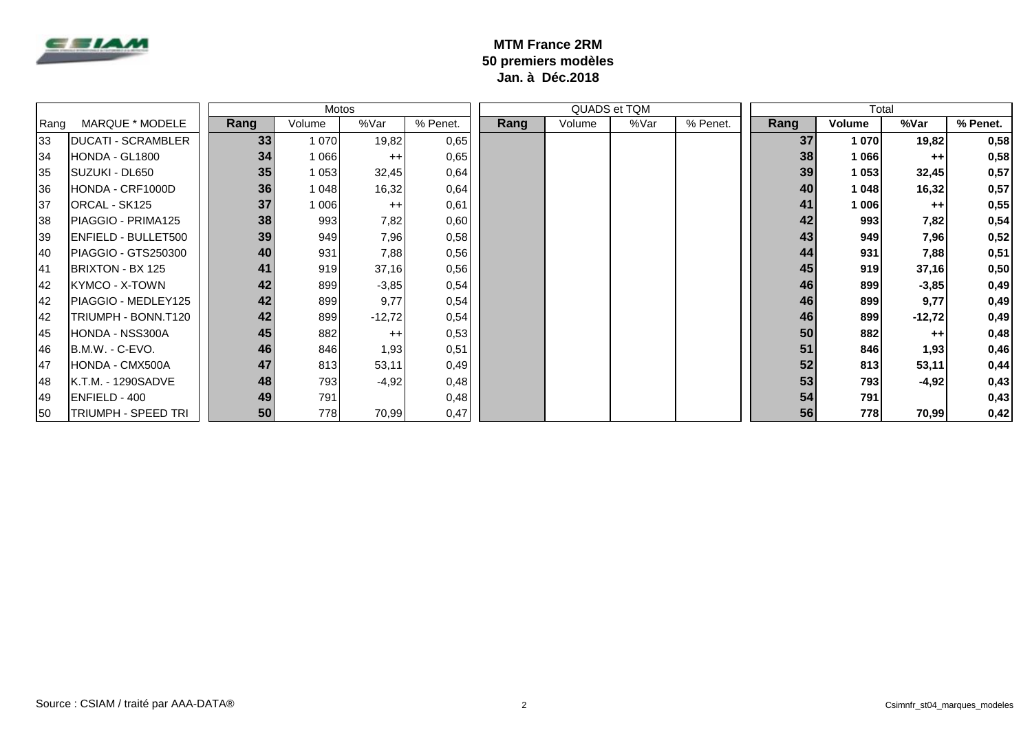**MTM France 2RM**
**50 premiers modèles**
**Jan. à Déc.2018**

| | | Motos | | | | QUADS et TQM | | | | Total | | | |
|---|---|---|---|---|---|---|---|---|---|---|---|---|---|
| Rang | MARQUE * MODELE | Rang | Volume | %Var | % Penet. | Rang | Volume | %Var | % Penet. | Rang | Volume | %Var | % Penet. |
| 33 | DUCATI - SCRAMBLER | 33 | 1 070 | 19,82 | 0,65 | | | | | 37 | 1 070 | 19,82 | 0,58 |
| 34 | HONDA - GL1800 | 34 | 1 066 | ++ | 0,65 | | | | | 38 | 1 066 | ++ | 0,58 |
| 35 | SUZUKI - DL650 | 35 | 1 053 | 32,45 | 0,64 | | | | | 39 | 1 053 | 32,45 | 0,57 |
| 36 | HONDA - CRF1000D | 36 | 1 048 | 16,32 | 0,64 | | | | | 40 | 1 048 | 16,32 | 0,57 |
| 37 | ORCAL - SK125 | 37 | 1 006 | ++ | 0,61 | | | | | 41 | 1 006 | ++ | 0,55 |
| 38 | PIAGGIO - PRIMA125 | 38 | 993 | 7,82 | 0,60 | | | | | 42 | 993 | 7,82 | 0,54 |
| 39 | ENFIELD - BULLET500 | 39 | 949 | 7,96 | 0,58 | | | | | 43 | 949 | 7,96 | 0,52 |
| 40 | PIAGGIO - GTS250300 | 40 | 931 | 7,88 | 0,56 | | | | | 44 | 931 | 7,88 | 0,51 |
| 41 | BRIXTON - BX 125 | 41 | 919 | 37,16 | 0,56 | | | | | 45 | 919 | 37,16 | 0,50 |
| 42 | KYMCO - X-TOWN | 42 | 899 | -3,85 | 0,54 | | | | | 46 | 899 | -3,85 | 0,49 |
| 42 | PIAGGIO - MEDLEY125 | 42 | 899 | 9,77 | 0,54 | | | | | 46 | 899 | 9,77 | 0,49 |
| 42 | TRIUMPH - BONN.T120 | 42 | 899 | -12,72 | 0,54 | | | | | 46 | 899 | -12,72 | 0,49 |
| 45 | HONDA - NSS300A | 45 | 882 | ++ | 0,53 | | | | | 50 | 882 | ++ | 0,48 |
| 46 | B.M.W. - C-EVO. | 46 | 846 | 1,93 | 0,51 | | | | | 51 | 846 | 1,93 | 0,46 |
| 47 | HONDA - CMX500A | 47 | 813 | 53,11 | 0,49 | | | | | 52 | 813 | 53,11 | 0,44 |
| 48 | K.T.M. - 1290SADVE | 48 | 793 | -4,92 | 0,48 | | | | | 53 | 793 | -4,92 | 0,43 |
| 49 | ENFIELD - 400 | 49 | 791 | | 0,48 | | | | | 54 | 791 | | 0,43 |
| 50 | TRIUMPH - SPEED TRI | 50 | 778 | 70,99 | 0,47 | | | | | 56 | 778 | 70,99 | 0,42 |

Source : CSIAM / traité par AAA-DATA®

Csimnfr_st04_marques_modeles